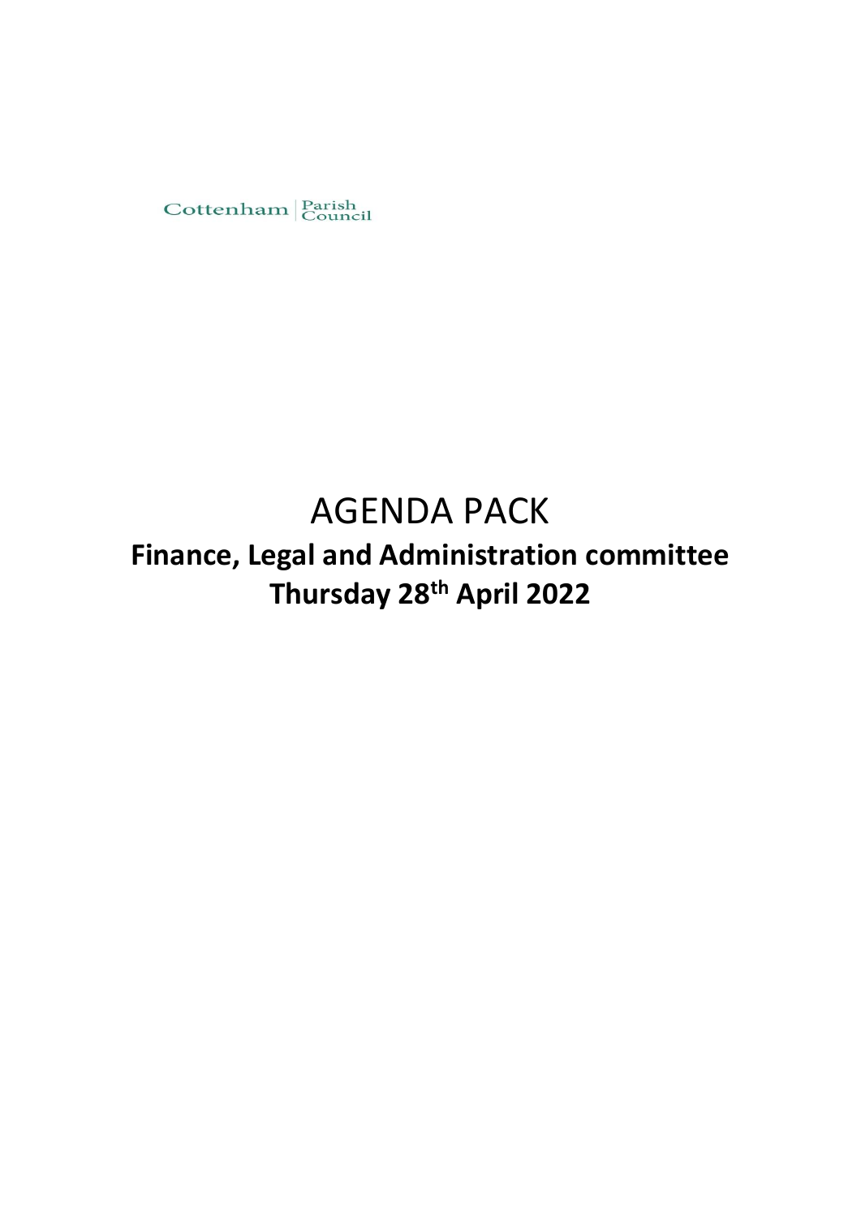Cottenham | Parish Council

# AGENDA PACK

## Finance, Legal and Administration committee
## Thursday 28th April 2022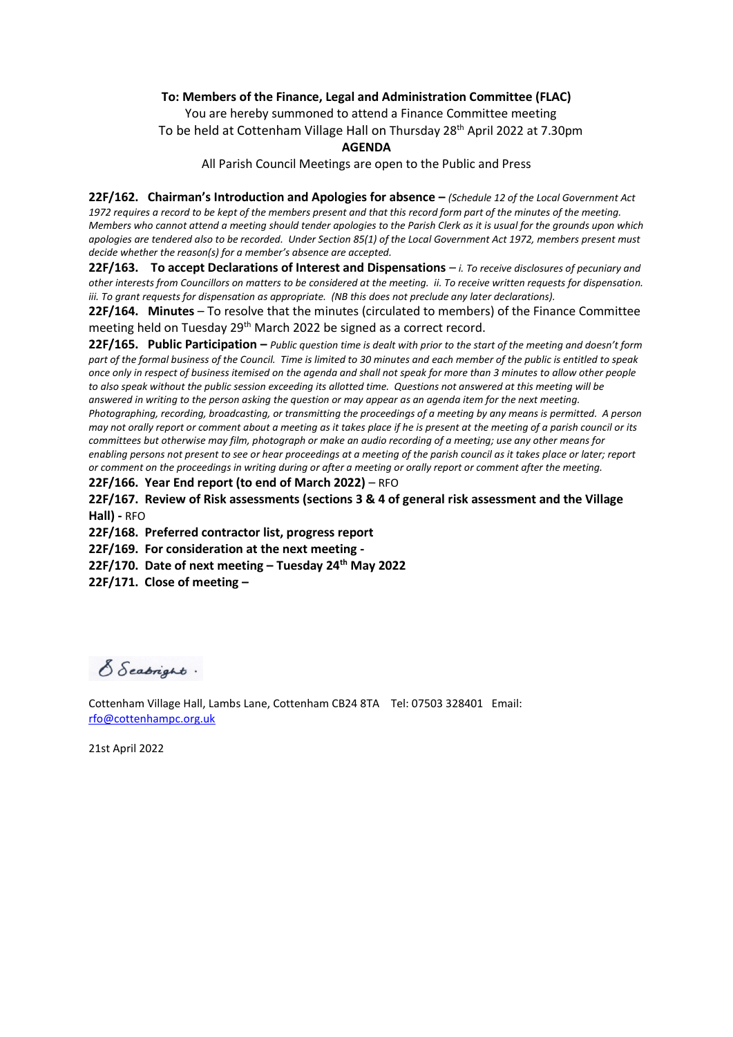**To: Members of the Finance, Legal and Administration Committee (FLAC)**

You are hereby summoned to attend a Finance Committee meeting

To be held at Cottenham Village Hall on Thursday 28th April 2022 at 7.30pm

**AGENDA**

All Parish Council Meetings are open to the Public and Press

**22F/162. Chairman's Introduction and Apologies for absence –** *(Schedule 12 of the Local Government Act 1972 requires a record to be kept of the members present and that this record form part of the minutes of the meeting. Members who cannot attend a meeting should tender apologies to the Parish Clerk as it is usual for the grounds upon which apologies are tendered also to be recorded. Under Section 85(1) of the Local Government Act 1972, members present must decide whether the reason(s) for a member's absence are accepted.*

**22F/163. To accept Declarations of Interest and Dispensations** – *i. To receive disclosures of pecuniary and other interests from Councillors on matters to be considered at the meeting. ii. To receive written requests for dispensation. iii. To grant requests for dispensation as appropriate. (NB this does not preclude any later declarations).*

**22F/164. Minutes** – To resolve that the minutes (circulated to members) of the Finance Committee meeting held on Tuesday 29th March 2022 be signed as a correct record.

**22F/165. Public Participation –** *Public question time is dealt with prior to the start of the meeting and doesn't form part of the formal business of the Council. Time is limited to 30 minutes and each member of the public is entitled to speak once only in respect of business itemised on the agenda and shall not speak for more than 3 minutes to allow other people to also speak without the public session exceeding its allotted time. Questions not answered at this meeting will be answered in writing to the person asking the question or may appear as an agenda item for the next meeting. Photographing, recording, broadcasting, or transmitting the proceedings of a meeting by any means is permitted. A person may not orally report or comment about a meeting as it takes place if he is present at the meeting of a parish council or its committees but otherwise may film, photograph or make an audio recording of a meeting; use any other means for enabling persons not present to see or hear proceedings at a meeting of the parish council as it takes place or later; report or comment on the proceedings in writing during or after a meeting or orally report or comment after the meeting.*

**22F/166. Year End report (to end of March 2022)** – RFO

**22F/167. Review of Risk assessments (sections 3 & 4 of general risk assessment and the Village Hall) -** RFO

**22F/168. Preferred contractor list, progress report**

**22F/169. For consideration at the next meeting -**

**22F/170. Date of next meeting – Tuesday 24th May 2022**

**22F/171. Close of meeting –**

S Seabright.

Cottenham Village Hall, Lambs Lane, Cottenham CB24 8TA Tel: 07503 328401 Email: rfo@cottenhampc.org.uk

21st April 2022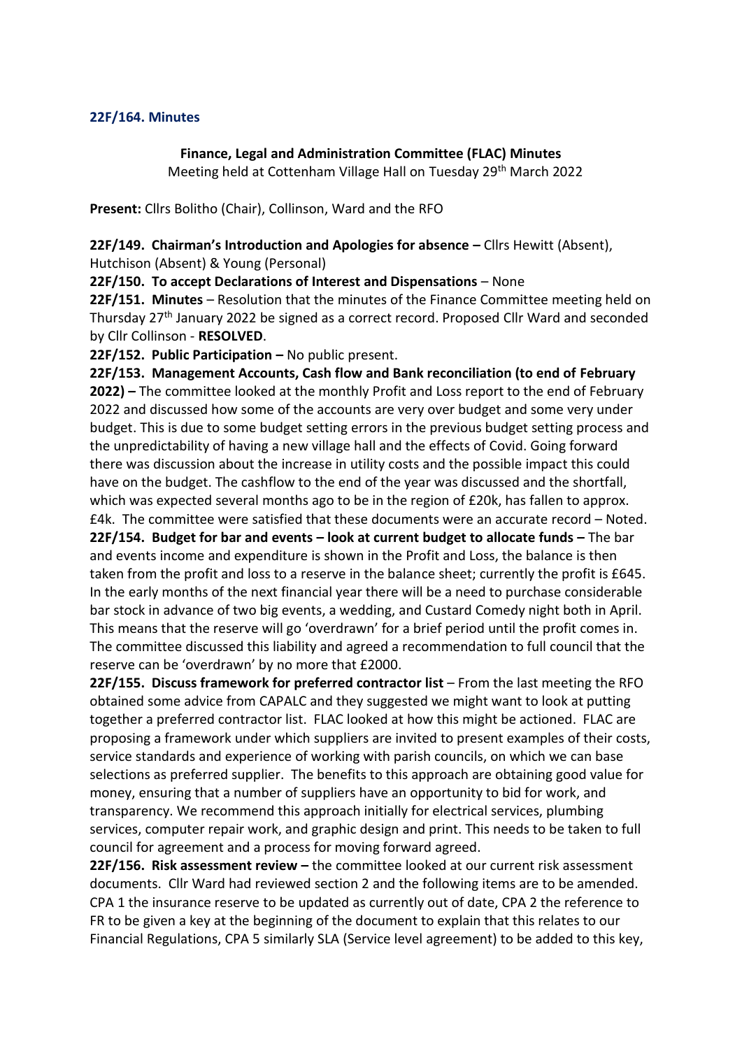### 22F/164. Minutes

**Finance, Legal and Administration Committee (FLAC) Minutes**

Meeting held at Cottenham Village Hall on Tuesday 29th March 2022

**Present:** Cllrs Bolitho (Chair), Collinson, Ward and the RFO

**22F/149. Chairman's Introduction and Apologies for absence –** Cllrs Hewitt (Absent), Hutchison (Absent) & Young (Personal)

**22F/150. To accept Declarations of Interest and Dispensations** – None

**22F/151. Minutes** – Resolution that the minutes of the Finance Committee meeting held on Thursday 27th January 2022 be signed as a correct record. Proposed Cllr Ward and seconded by Cllr Collinson - **RESOLVED**.

**22F/152. Public Participation –** No public present.

**22F/153. Management Accounts, Cash flow and Bank reconciliation (to end of February 2022) –** The committee looked at the monthly Profit and Loss report to the end of February 2022 and discussed how some of the accounts are very over budget and some very under budget. This is due to some budget setting errors in the previous budget setting process and the unpredictability of having a new village hall and the effects of Covid. Going forward there was discussion about the increase in utility costs and the possible impact this could have on the budget. The cashflow to the end of the year was discussed and the shortfall, which was expected several months ago to be in the region of £20k, has fallen to approx. £4k. The committee were satisfied that these documents were an accurate record – Noted.

**22F/154. Budget for bar and events – look at current budget to allocate funds –** The bar and events income and expenditure is shown in the Profit and Loss, the balance is then taken from the profit and loss to a reserve in the balance sheet; currently the profit is £645. In the early months of the next financial year there will be a need to purchase considerable bar stock in advance of two big events, a wedding, and Custard Comedy night both in April. This means that the reserve will go 'overdrawn' for a brief period until the profit comes in. The committee discussed this liability and agreed a recommendation to full council that the reserve can be 'overdrawn' by no more that £2000.

**22F/155. Discuss framework for preferred contractor list** – From the last meeting the RFO obtained some advice from CAPALC and they suggested we might want to look at putting together a preferred contractor list. FLAC looked at how this might be actioned. FLAC are proposing a framework under which suppliers are invited to present examples of their costs, service standards and experience of working with parish councils, on which we can base selections as preferred supplier. The benefits to this approach are obtaining good value for money, ensuring that a number of suppliers have an opportunity to bid for work, and transparency. We recommend this approach initially for electrical services, plumbing services, computer repair work, and graphic design and print. This needs to be taken to full council for agreement and a process for moving forward agreed.

**22F/156. Risk assessment review –** the committee looked at our current risk assessment documents. Cllr Ward had reviewed section 2 and the following items are to be amended. CPA 1 the insurance reserve to be updated as currently out of date, CPA 2 the reference to FR to be given a key at the beginning of the document to explain that this relates to our Financial Regulations, CPA 5 similarly SLA (Service level agreement) to be added to this key,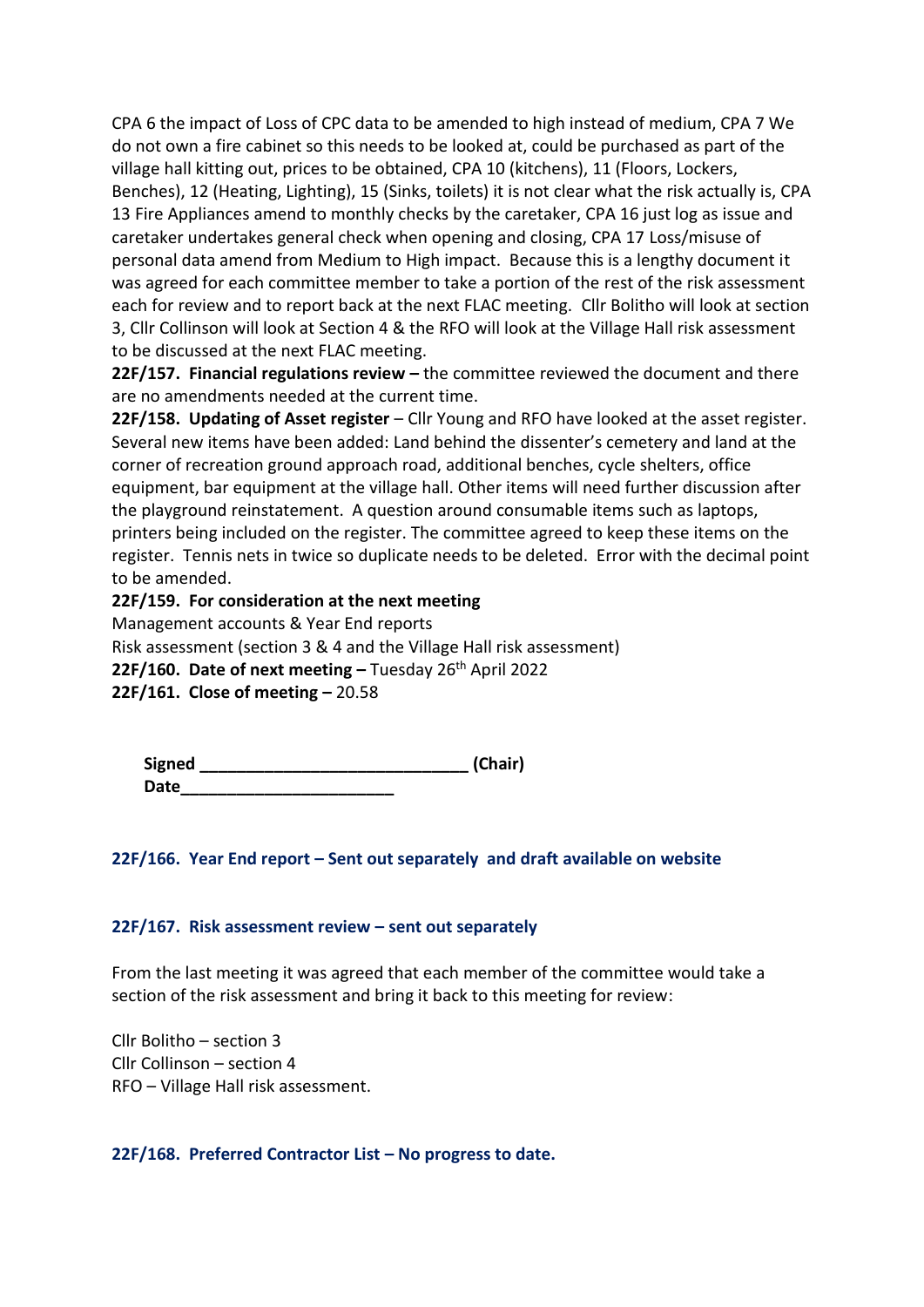CPA 6 the impact of Loss of CPC data to be amended to high instead of medium, CPA 7 We do not own a fire cabinet so this needs to be looked at, could be purchased as part of the village hall kitting out, prices to be obtained, CPA 10 (kitchens), 11 (Floors, Lockers, Benches), 12 (Heating, Lighting), 15 (Sinks, toilets) it is not clear what the risk actually is, CPA 13 Fire Appliances amend to monthly checks by the caretaker, CPA 16 just log as issue and caretaker undertakes general check when opening and closing, CPA 17 Loss/misuse of personal data amend from Medium to High impact. Because this is a lengthy document it was agreed for each committee member to take a portion of the rest of the risk assessment each for review and to report back at the next FLAC meeting. Cllr Bolitho will look at section 3, Cllr Collinson will look at Section 4 & the RFO will look at the Village Hall risk assessment to be discussed at the next FLAC meeting.

**22F/157. Financial regulations review –** the committee reviewed the document and there are no amendments needed at the current time.

**22F/158. Updating of Asset register** – Cllr Young and RFO have looked at the asset register. Several new items have been added: Land behind the dissenter's cemetery and land at the corner of recreation ground approach road, additional benches, cycle shelters, office equipment, bar equipment at the village hall. Other items will need further discussion after the playground reinstatement. A question around consumable items such as laptops, printers being included on the register. The committee agreed to keep these items on the register. Tennis nets in twice so duplicate needs to be deleted. Error with the decimal point to be amended.

**22F/159. For consideration at the next meeting**

Management accounts & Year End reports

Risk assessment (section 3 & 4 and the Village Hall risk assessment)

**22F/160. Date of next meeting –** Tuesday 26th April 2022

**22F/161. Close of meeting –** 20.58

**Signed _____________________________ (Chair)**

**Date_______________________**

**22F/166. Year End report – Sent out separately and draft available on website**

**22F/167. Risk assessment review – sent out separately**

From the last meeting it was agreed that each member of the committee would take a section of the risk assessment and bring it back to this meeting for review:

Cllr Bolitho – section 3
Cllr Collinson – section 4
RFO – Village Hall risk assessment.

**22F/168. Preferred Contractor List – No progress to date.**